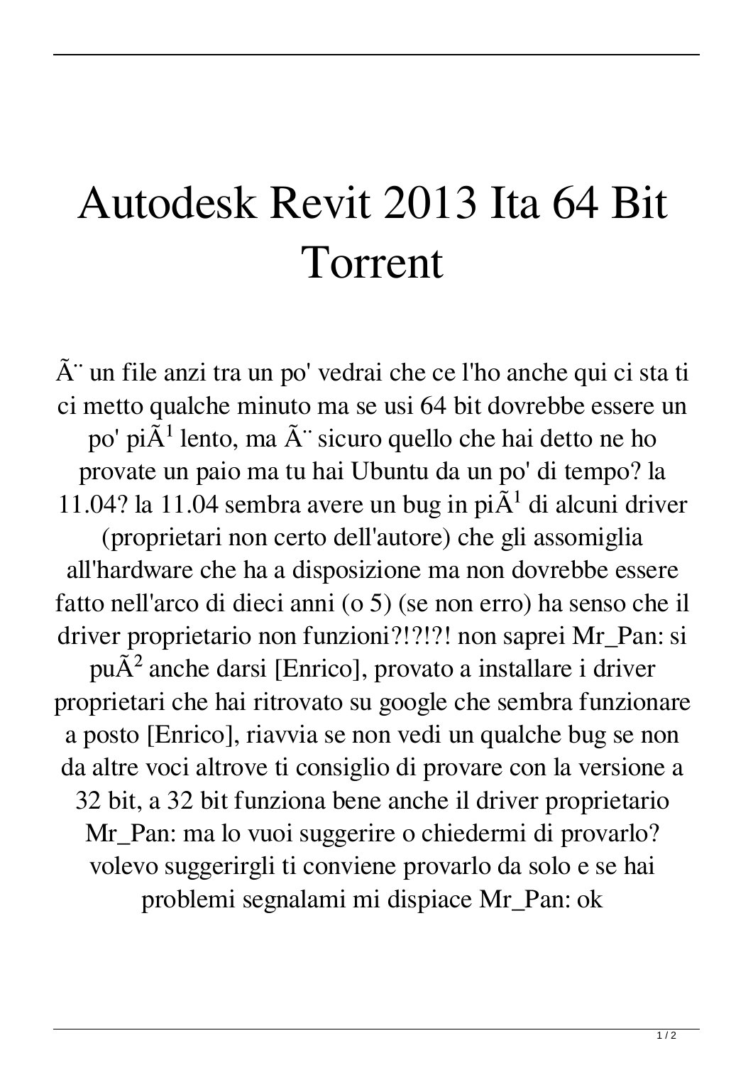# Autodesk Revit 2013 Ita 64 Bit Torrent

Ã¨ un file anzi tra un po' vedrai che ce l'ho anche qui ci sta ti ci metto qualche minuto ma se usi 64 bit dovrebbe essere un po' piÃ¹ lento, ma Ã¨ sicuro quello che hai detto ne ho provate un paio ma tu hai Ubuntu da un po' di tempo? la 11.04? la 11.04 sembra avere un bug in piÃ¹ di alcuni driver (proprietari non certo dell'autore) che gli assomiglia all'hardware che ha a disposizione ma non dovrebbe essere fatto nell'arco di dieci anni (o 5) (se non erro) ha senso che il driver proprietario non funzioni?!?!?! non saprei Mr_Pan: si puÃ² anche darsi [Enrico], provato a installare i driver proprietari che hai ritrovato su google che sembra funzionare a posto [Enrico], riavvia se non vedi un qualche bug se non da altre voci altrove ti consiglio di provare con la versione a 32 bit, a 32 bit funziona bene anche il driver proprietario Mr_Pan: ma lo vuoi suggerire o chiedermi di provarlo? volevo suggerirgli ti conviene provarlo da solo e se hai problemi segnalami mi dispiace Mr_Pan: ok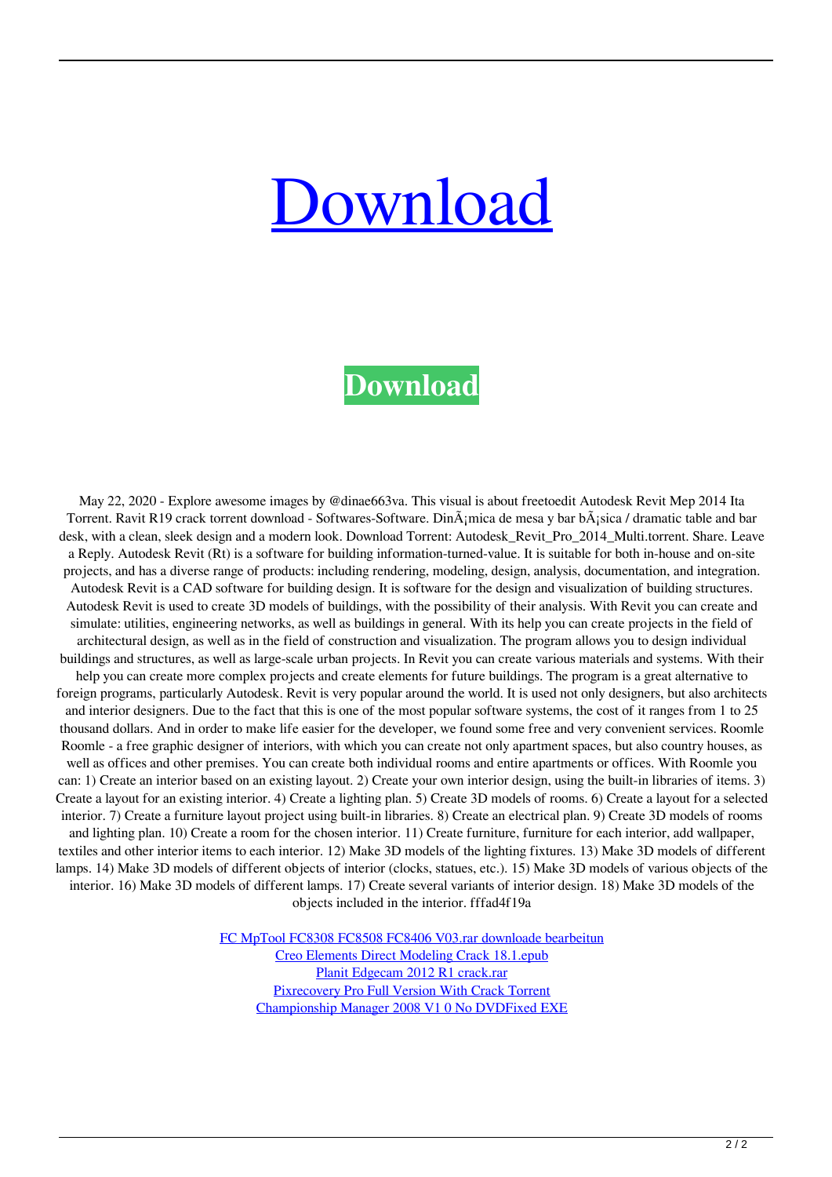# [Download](#)

**Download**

May 22, 2020 - Explore awesome images by @dinae663va. This visual is about freetoedit Autodesk Revit Mep 2014 Ita Torrent. Ravit R19 crack torrent download - Softwares-Software. DinÃ¡mica de mesa y bar bÃ¡sica / dramatic table and bar desk, with a clean, sleek design and a modern look. Download Torrent: Autodesk_Revit_Pro_2014_Multi.torrent. Share. Leave a Reply. Autodesk Revit (Rt) is a software for building information-turned-value. It is suitable for both in-house and on-site projects, and has a diverse range of products: including rendering, modeling, design, analysis, documentation, and integration. Autodesk Revit is a CAD software for building design. It is software for the design and visualization of building structures. Autodesk Revit is used to create 3D models of buildings, with the possibility of their analysis. With Revit you can create and simulate: utilities, engineering networks, as well as buildings in general. With its help you can create projects in the field of architectural design, as well as in the field of construction and visualization. The program allows you to design individual buildings and structures, as well as large-scale urban projects. In Revit you can create various materials and systems. With their help you can create more complex projects and create elements for future buildings. The program is a great alternative to foreign programs, particularly Autodesk. Revit is very popular around the world. It is used not only designers, but also architects and interior designers. Due to the fact that this is one of the most popular software systems, the cost of it ranges from 1 to 25 thousand dollars. And in order to make life easier for the developer, we found some free and very convenient services. Roomle Roomle - a free graphic designer of interiors, with which you can create not only apartment spaces, but also country houses, as well as offices and other premises. You can create both individual rooms and entire apartments or offices. With Roomle you can: 1) Create an interior based on an existing layout. 2) Create your own interior design, using the built-in libraries of items. 3) Create a layout for an existing interior. 4) Create a lighting plan. 5) Create 3D models of rooms. 6) Create a layout for a selected interior. 7) Create a furniture layout project using built-in libraries. 8) Create an electrical plan. 9) Create 3D models of rooms and lighting plan. 10) Create a room for the chosen interior. 11) Create furniture, furniture for each interior, add wallpaper, textiles and other interior items to each interior. 12) Make 3D models of the lighting fixtures. 13) Make 3D models of different lamps. 14) Make 3D models of different objects of interior (clocks, statues, etc.). 15) Make 3D models of various objects of the interior. 16) Make 3D models of different lamps. 17) Create several variants of interior design. 18) Make 3D models of the objects included in the interior. fffad4f19a

[FC MpTool FC8308 FC8508 FC8406 V03.rar downloade bearbeitun](#)
[Creo Elements Direct Modeling Crack 18.1.epub](#)
[Planit Edgecam 2012 R1 crack.rar](#)
[Pixrecovery Pro Full Version With Crack Torrent](#)
[Championship Manager 2008 V1 0 No DVDFixed EXE](#)